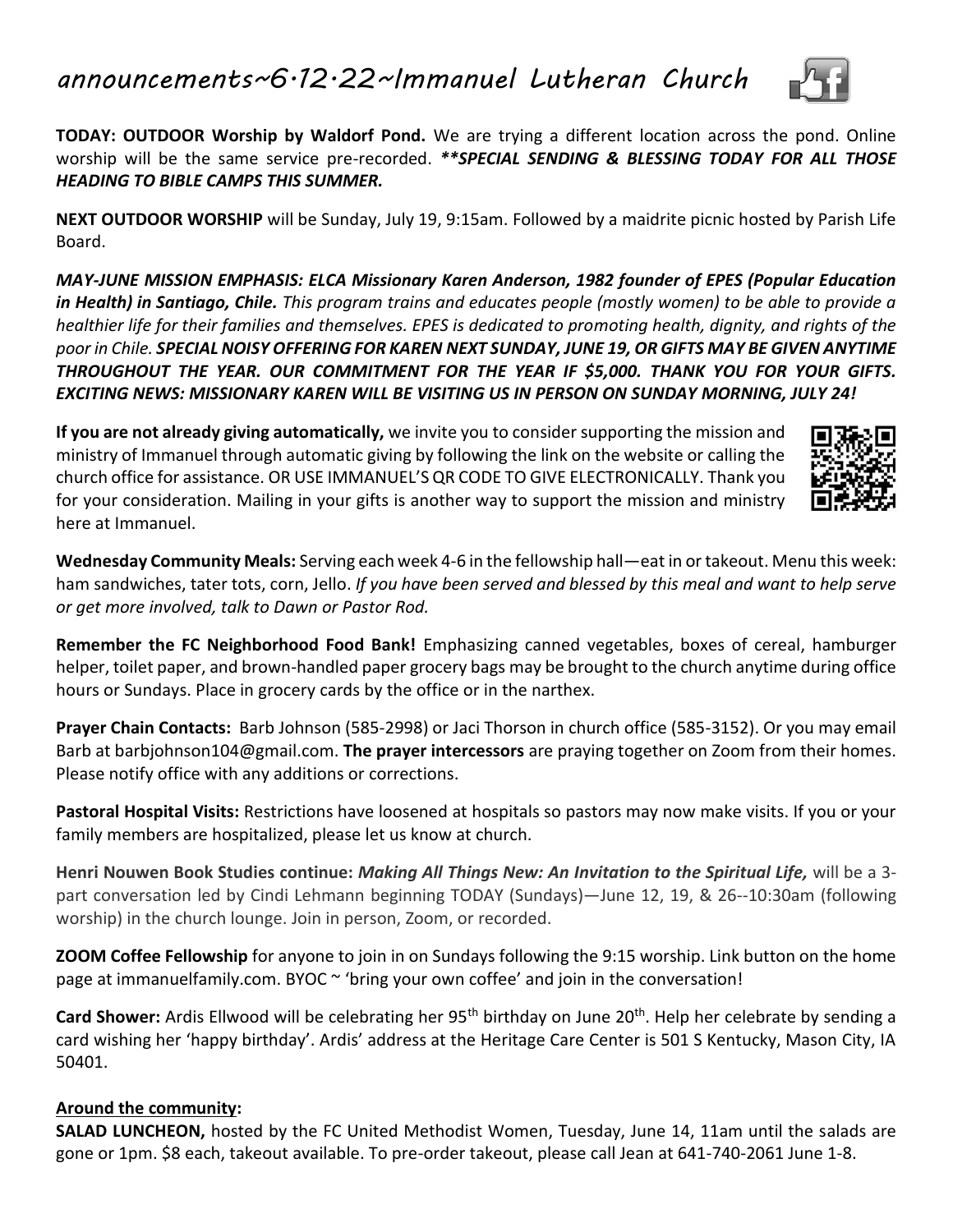# *announcements~6·12·22~Immanuel Lutheran Church*

**TODAY: OUTDOOR Worship by Waldorf Pond.** We are trying a different location across the pond. Online worship will be the same service pre-recorded. ***\*\*SPECIAL SENDING & BLESSING TODAY FOR ALL THOSE HEADING TO BIBLE CAMPS THIS SUMMER.***

**NEXT OUTDOOR WORSHIP** will be Sunday, July 19, 9:15am. Followed by a maidrite picnic hosted by Parish Life Board.

***MAY-JUNE MISSION EMPHASIS: ELCA Missionary Karen Anderson, 1982 founder of EPES (Popular Education in Health) in Santiago, Chile.*** *This program trains and educates people (mostly women) to be able to provide a healthier life for their families and themselves. EPES is dedicated to promoting health, dignity, and rights of the poor in Chile.* ***SPECIAL NOISY OFFERING FOR KAREN NEXT SUNDAY, JUNE 19, OR GIFTS MAY BE GIVEN ANYTIME THROUGHOUT THE YEAR. OUR COMMITMENT FOR THE YEAR IF $5,000. THANK YOU FOR YOUR GIFTS. EXCITING NEWS: MISSIONARY KAREN WILL BE VISITING US IN PERSON ON SUNDAY MORNING, JULY 24!***

**If you are not already giving automatically,** we invite you to consider supporting the mission and ministry of Immanuel through automatic giving by following the link on the website or calling the church office for assistance. OR USE IMMANUEL'S QR CODE TO GIVE ELECTRONICALLY. Thank you for your consideration. Mailing in your gifts is another way to support the mission and ministry here at Immanuel.

**Wednesday Community Meals:** Serving each week 4-6 in the fellowship hall—eat in or takeout. Menu this week: ham sandwiches, tater tots, corn, Jello. *If you have been served and blessed by this meal and want to help serve or get more involved, talk to Dawn or Pastor Rod.*

**Remember the FC Neighborhood Food Bank!** Emphasizing canned vegetables, boxes of cereal, hamburger helper, toilet paper, and brown-handled paper grocery bags may be brought to the church anytime during office hours or Sundays. Place in grocery cards by the office or in the narthex.

**Prayer Chain Contacts:** Barb Johnson (585-2998) or Jaci Thorson in church office (585-3152). Or you may email Barb at barbjohnson104@gmail.com. **The prayer intercessors** are praying together on Zoom from their homes. Please notify office with any additions or corrections.

**Pastoral Hospital Visits:** Restrictions have loosened at hospitals so pastors may now make visits. If you or your family members are hospitalized, please let us know at church.

**Henri Nouwen Book Studies continue:** ***Making All Things New: An Invitation to the Spiritual Life,*** will be a 3-part conversation led by Cindi Lehmann beginning TODAY (Sundays)—June 12, 19, & 26--10:30am (following worship) in the church lounge. Join in person, Zoom, or recorded.

**ZOOM Coffee Fellowship** for anyone to join in on Sundays following the 9:15 worship. Link button on the home page at immanuelfamily.com. BYOC ~ 'bring your own coffee' and join in the conversation!

**Card Shower:** Ardis Ellwood will be celebrating her 95th birthday on June 20th. Help her celebrate by sending a card wishing her 'happy birthday'. Ardis' address at the Heritage Care Center is 501 S Kentucky, Mason City, IA 50401.

**Around the community:**

**SALAD LUNCHEON,** hosted by the FC United Methodist Women, Tuesday, June 14, 11am until the salads are gone or 1pm. $8 each, takeout available. To pre-order takeout, please call Jean at 641-740-2061 June 1-8.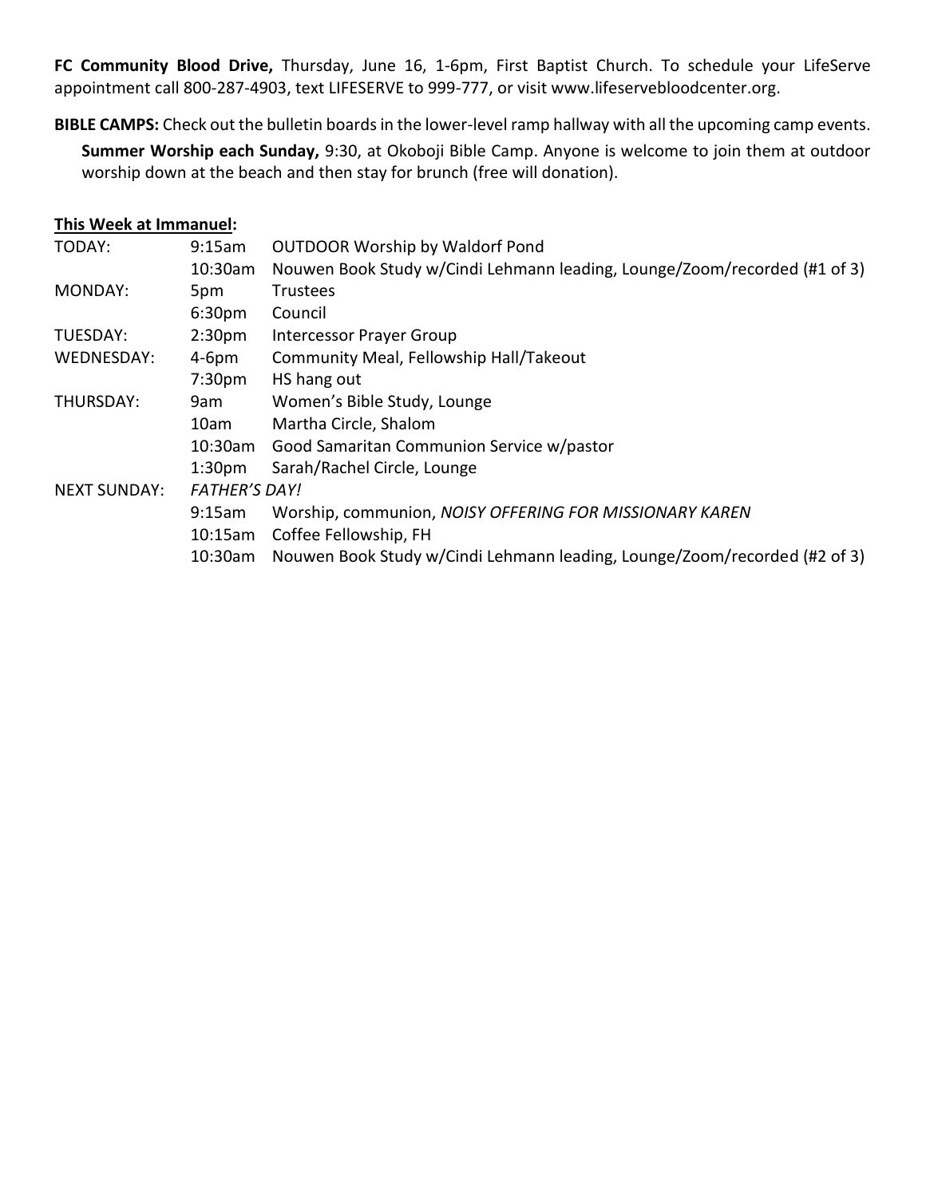**FC Community Blood Drive,** Thursday, June 16, 1-6pm, First Baptist Church. To schedule your LifeServe appointment call 800-287-4903, text LIFESERVE to 999-777, or visit www.lifeservebloodcenter.org.

**BIBLE CAMPS:** Check out the bulletin boards in the lower-level ramp hallway with all the upcoming camp events.

**Summer Worship each Sunday,** 9:30, at Okoboji Bible Camp. Anyone is welcome to join them at outdoor worship down at the beach and then stay for brunch (free will donation).

**This Week at Immanuel:**

| | | |
|---|---|---|
| TODAY: | 9:15am | OUTDOOR Worship by Waldorf Pond |
| | 10:30am | Nouwen Book Study w/Cindi Lehmann leading, Lounge/Zoom/recorded (#1 of 3) |
| MONDAY: | 5pm | Trustees |
| | 6:30pm | Council |
| TUESDAY: | 2:30pm | Intercessor Prayer Group |
| WEDNESDAY: | 4-6pm | Community Meal, Fellowship Hall/Takeout |
| | 7:30pm | HS hang out |
| THURSDAY: | 9am | Women's Bible Study, Lounge |
| | 10am | Martha Circle, Shalom |
| | 10:30am | Good Samaritan Communion Service w/pastor |
| | 1:30pm | Sarah/Rachel Circle, Lounge |
| NEXT SUNDAY: | *FATHER'S DAY!* | |
| | 9:15am | Worship, communion, *NOISY OFFERING FOR MISSIONARY KAREN* |
| | 10:15am | Coffee Fellowship, FH |
| | 10:30am | Nouwen Book Study w/Cindi Lehmann leading, Lounge/Zoom/recorded (#2 of 3) |